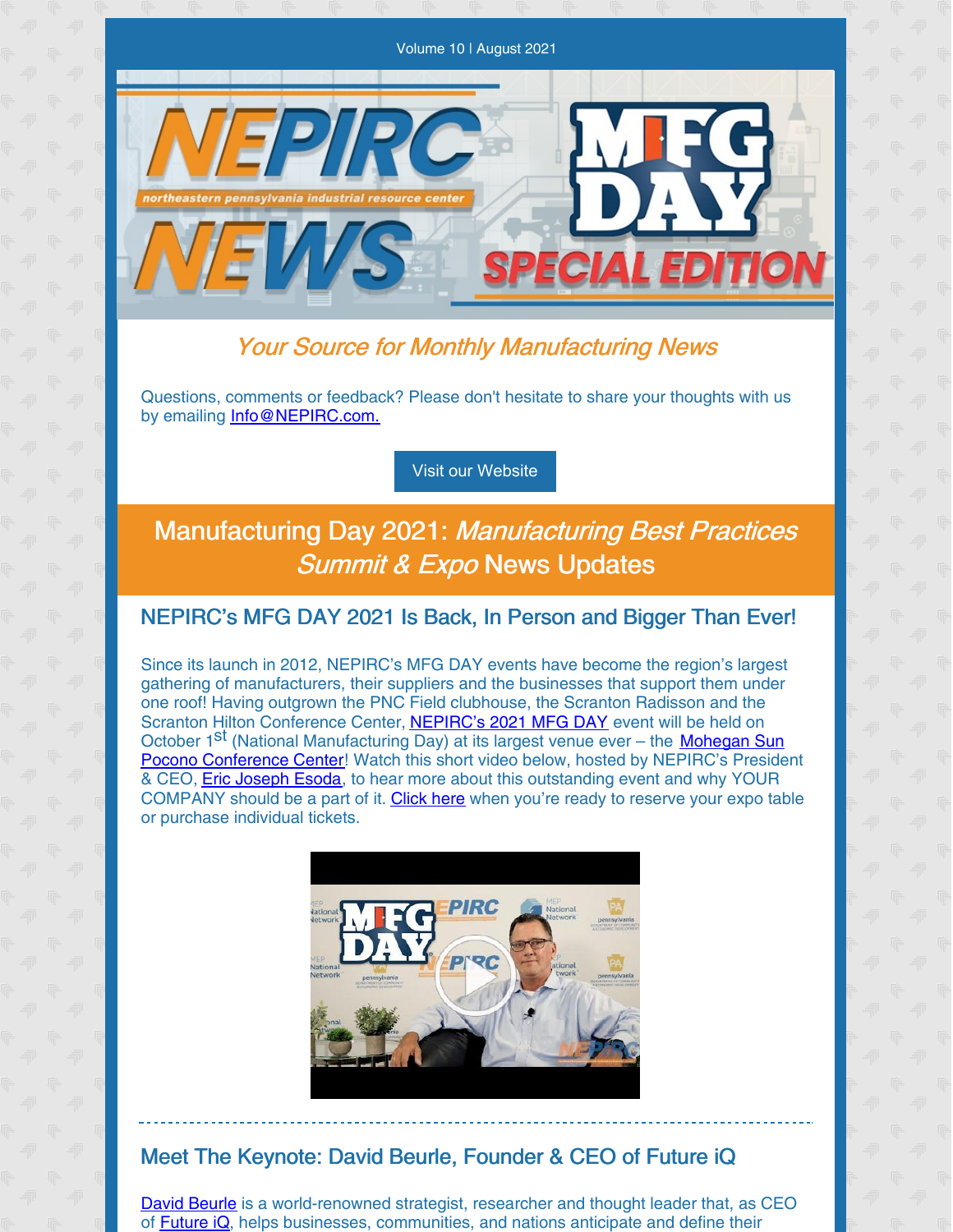Volume 10 | August 2021

*Your Source for Monthly Manufacturing News*

Questions, comments or feedback? Please don't hesitate to share your thoughts with us by emailing Info@NEPIRC.com.

Visit our Website

## Manufacturing Day 2021: *Manufacturing Best Practices Summit & Expo* News Updates

### NEPIRC's MFG DAY 2021 Is Back, In Person and Bigger Than Ever!

Since its launch in 2012, NEPIRC's MFG DAY events have become the region's largest gathering of manufacturers, their suppliers and the businesses that support them under one roof! Having outgrown the PNC Field clubhouse, the Scranton Radisson and the Scranton Hilton Conference Center, NEPIRC's 2021 MFG DAY event will be held on October 1st (National Manufacturing Day) at its largest venue ever – the Mohegan Sun Pocono Conference Center! Watch this short video below, hosted by NEPIRC's President & CEO, Eric Joseph Esoda, to hear more about this outstanding event and why YOUR COMPANY should be a part of it. Click here when you're ready to reserve your expo table or purchase individual tickets.

### Meet The Keynote: David Beurle, Founder & CEO of Future iQ

David Beurle is a world-renowned strategist, researcher and thought leader that, as CEO of Future iQ, helps businesses, communities, and nations anticipate and define their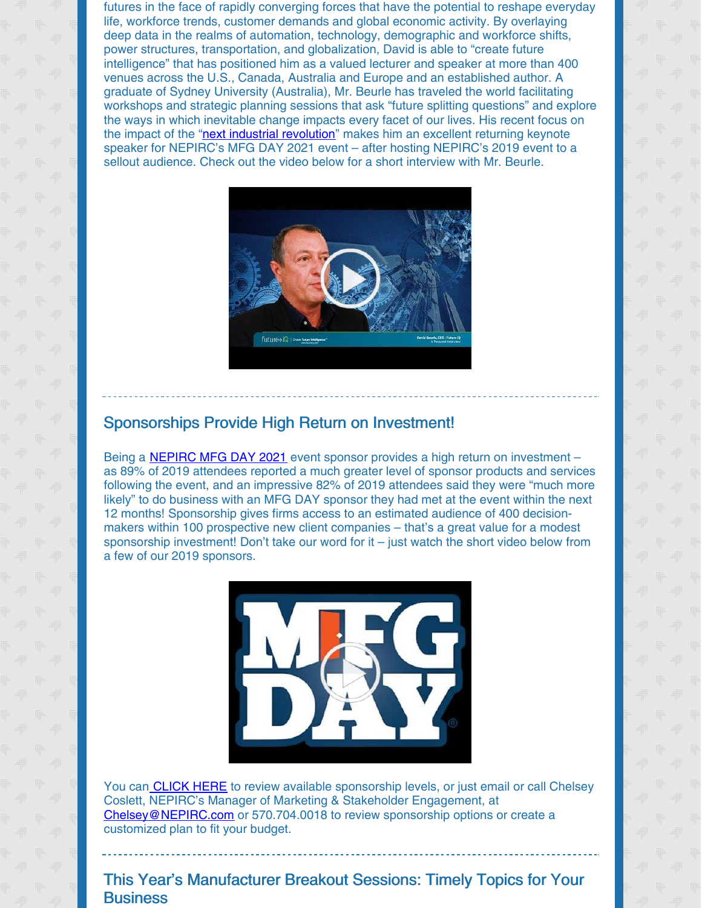futures in the face of rapidly converging forces that have the potential to reshape everyday life, workforce trends, customer demands and global economic activity. By overlaying deep data in the realms of automation, technology, demographic and workforce shifts, power structures, transportation, and globalization, David is able to "create future intelligence" that has positioned him as a valued lecturer and speaker at more than 400 venues across the U.S., Canada, Australia and Europe and an established author. A graduate of Sydney University (Australia), Mr. Beurle has traveled the world facilitating workshops and strategic planning sessions that ask "future splitting questions" and explore the ways in which inevitable change impacts every facet of our lives. His recent focus on the impact of the "next industrial revolution" makes him an excellent returning keynote speaker for NEPIRC's MFG DAY 2021 event – after hosting NEPIRC's 2019 event to a sellout audience. Check out the video below for a short interview with Mr. Beurle.

## Sponsorships Provide High Return on Investment!

Being a NEPIRC MFG DAY 2021 event sponsor provides a high return on investment – as 89% of 2019 attendees reported a much greater level of sponsor products and services following the event, and an impressive 82% of 2019 attendees said they were "much more likely" to do business with an MFG DAY sponsor they had met at the event within the next 12 months! Sponsorship gives firms access to an estimated audience of 400 decision-makers within 100 prospective new client companies – that's a great value for a modest sponsorship investment! Don't take our word for it – just watch the short video below from a few of our 2019 sponsors.

You can CLICK HERE to review available sponsorship levels, or just email or call Chelsey Coslett, NEPIRC's Manager of Marketing & Stakeholder Engagement, at Chelsey@NEPIRC.com or 570.704.0018 to review sponsorship options or create a customized plan to fit your budget.

## This Year's Manufacturer Breakout Sessions: Timely Topics for Your Business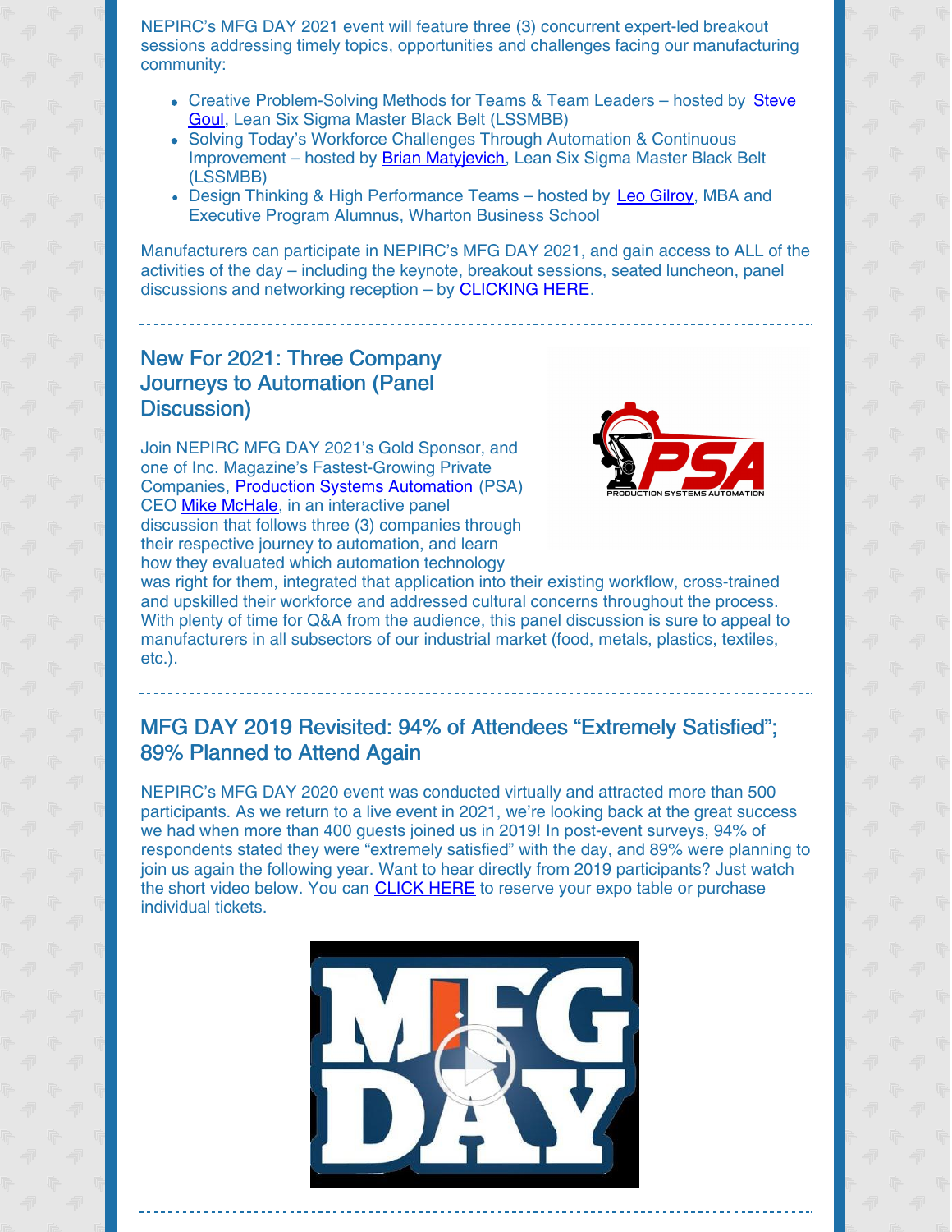NEPIRC's MFG DAY 2021 event will feature three (3) concurrent expert-led breakout sessions addressing timely topics, opportunities and challenges facing our manufacturing community:

- Creative Problem-Solving Methods for Teams & Team Leaders – hosted by Steve Goul, Lean Six Sigma Master Black Belt (LSSMBB)
- Solving Today's Workforce Challenges Through Automation & Continuous Improvement – hosted by Brian Matyjevich, Lean Six Sigma Master Black Belt (LSSMBB)
- Design Thinking & High Performance Teams – hosted by Leo Gilroy, MBA and Executive Program Alumnus, Wharton Business School

Manufacturers can participate in NEPIRC's MFG DAY 2021, and gain access to ALL of the activities of the day – including the keynote, breakout sessions, seated luncheon, panel discussions and networking reception – by CLICKING HERE.

## New For 2021: Three Company Journeys to Automation (Panel Discussion)

Join NEPIRC MFG DAY 2021's Gold Sponsor, and one of Inc. Magazine's Fastest-Growing Private Companies, Production Systems Automation (PSA) CEO Mike McHale, in an interactive panel discussion that follows three (3) companies through their respective journey to automation, and learn how they evaluated which automation technology was right for them, integrated that application into their existing workflow, cross-trained and upskilled their workforce and addressed cultural concerns throughout the process. With plenty of time for Q&A from the audience, this panel discussion is sure to appeal to manufacturers in all subsectors of our industrial market (food, metals, plastics, textiles, etc.).

## MFG DAY 2019 Revisited: 94% of Attendees "Extremely Satisfied"; 89% Planned to Attend Again

NEPIRC's MFG DAY 2020 event was conducted virtually and attracted more than 500 participants. As we return to a live event in 2021, we're looking back at the great success we had when more than 400 guests joined us in 2019! In post-event surveys, 94% of respondents stated they were "extremely satisfied" with the day, and 89% were planning to join us again the following year. Want to hear directly from 2019 participants? Just watch the short video below. You can CLICK HERE to reserve your expo table or purchase individual tickets.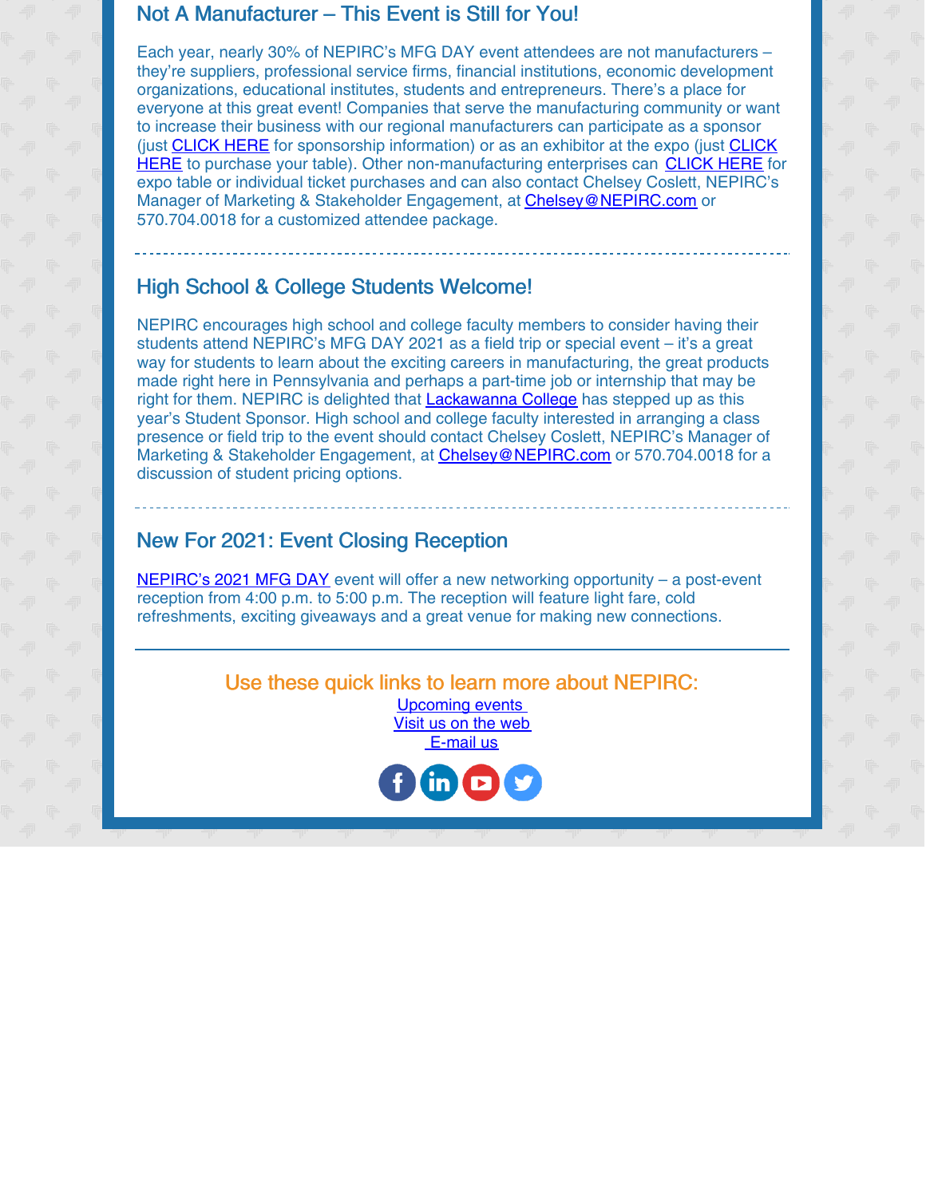## Not A Manufacturer – This Event is Still for You!

Each year, nearly 30% of NEPIRC's MFG DAY event attendees are not manufacturers – they're suppliers, professional service firms, financial institutions, economic development organizations, educational institutes, students and entrepreneurs. There's a place for everyone at this great event! Companies that serve the manufacturing community or want to increase their business with our regional manufacturers can participate as a sponsor (just CLICK HERE for sponsorship information) or as an exhibitor at the expo (just CLICK HERE to purchase your table). Other non-manufacturing enterprises can CLICK HERE for expo table or individual ticket purchases and can also contact Chelsey Coslett, NEPIRC's Manager of Marketing & Stakeholder Engagement, at Chelsey@NEPIRC.com or 570.704.0018 for a customized attendee package.

---

## High School & College Students Welcome!

NEPIRC encourages high school and college faculty members to consider having their students attend NEPIRC's MFG DAY 2021 as a field trip or special event – it's a great way for students to learn about the exciting careers in manufacturing, the great products made right here in Pennsylvania and perhaps a part-time job or internship that may be right for them. NEPIRC is delighted that Lackawanna College has stepped up as this year's Student Sponsor. High school and college faculty interested in arranging a class presence or field trip to the event should contact Chelsey Coslett, NEPIRC's Manager of Marketing & Stakeholder Engagement, at Chelsey@NEPIRC.com or 570.704.0018 for a discussion of student pricing options.

---

## New For 2021: Event Closing Reception

NEPIRC's 2021 MFG DAY event will offer a new networking opportunity – a post-event reception from 4:00 p.m. to 5:00 p.m. The reception will feature light fare, cold refreshments, exciting giveaways and a great venue for making new connections.

---

### Use these quick links to learn more about NEPIRC:

Upcoming events
Visit us on the web
E-mail us